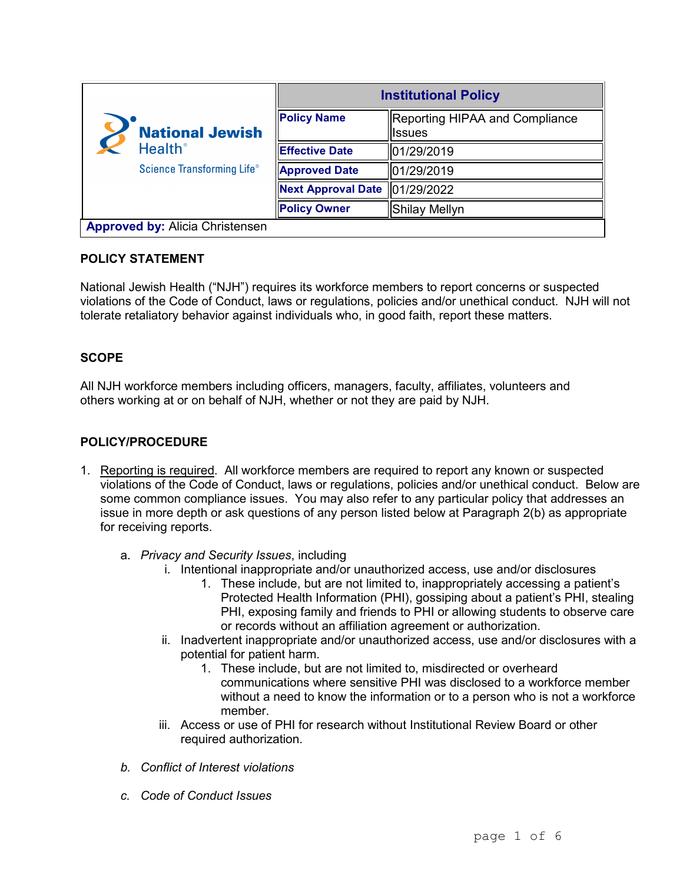| National Jewish Health® Science Transforming Life® | Institutional Policy | |
|---|---|---|
| | **Policy Name** | Reporting HIPAA and Compliance Issues |
| | **Effective Date** | 01/29/2019 |
| | **Approved Date** | 01/29/2019 |
| | **Next Approval Date** | 01/29/2022 |
| | **Policy Owner** | Shilay Mellyn |
| **Approved by:** Alicia Christensen | | |

## POLICY STATEMENT

National Jewish Health ("NJH") requires its workforce members to report concerns or suspected violations of the Code of Conduct, laws or regulations, policies and/or unethical conduct. NJH will not tolerate retaliatory behavior against individuals who, in good faith, report these matters.

## SCOPE

All NJH workforce members including officers, managers, faculty, affiliates, volunteers and others working at or on behalf of NJH, whether or not they are paid by NJH.

## POLICY/PROCEDURE

1. Reporting is required. All workforce members are required to report any known or suspected violations of the Code of Conduct, laws or regulations, policies and/or unethical conduct. Below are some common compliance issues. You may also refer to any particular policy that addresses an issue in more depth or ask questions of any person listed below at Paragraph 2(b) as appropriate for receiving reports.

    a. *Privacy and Security Issues*, including

        i. Intentional inappropriate and/or unauthorized access, use and/or disclosures

            1. These include, but are not limited to, inappropriately accessing a patient's Protected Health Information (PHI), gossiping about a patient's PHI, stealing PHI, exposing family and friends to PHI or allowing students to observe care or records without an affiliation agreement or authorization.

        ii. Inadvertent inappropriate and/or unauthorized access, use and/or disclosures with a potential for patient harm.

            1. These include, but are not limited to, misdirected or overheard communications where sensitive PHI was disclosed to a workforce member without a need to know the information or to a person who is not a workforce member.

        iii. Access or use of PHI for research without Institutional Review Board or other required authorization.

    b. *Conflict of Interest violations*

    c. *Code of Conduct Issues*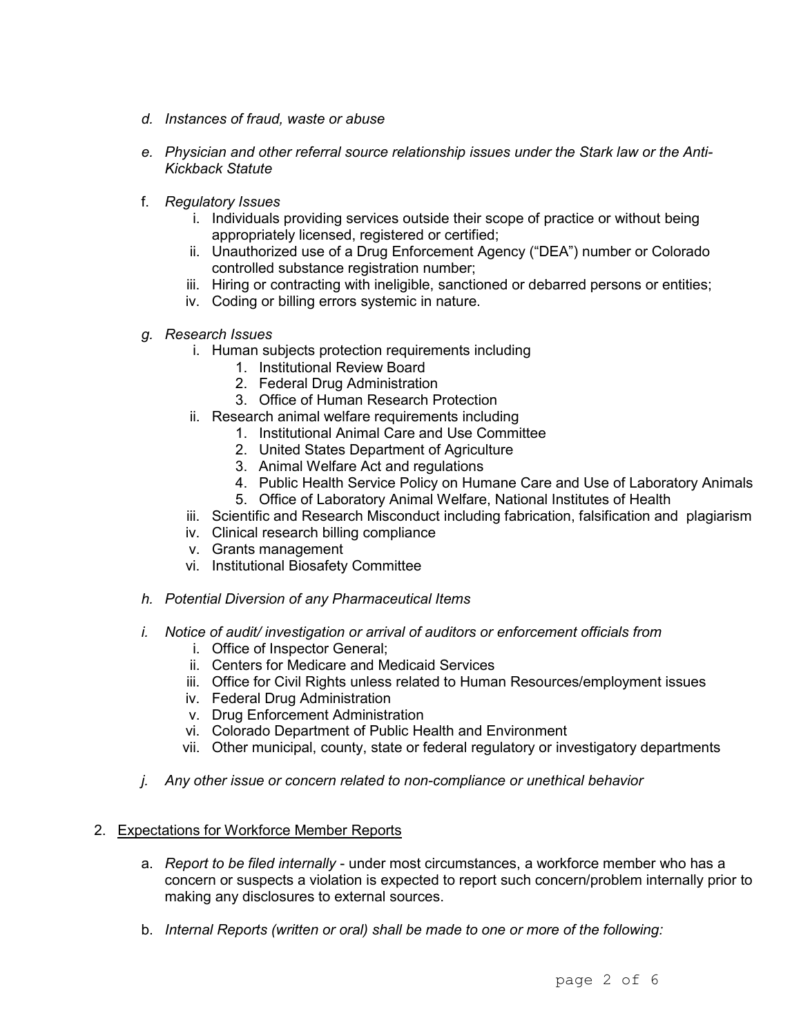d. *Instances of fraud, waste or abuse*

e. *Physician and other referral source relationship issues under the Stark law or the Anti-Kickback Statute*

f. *Regulatory Issues*
   - i. Individuals providing services outside their scope of practice or without being appropriately licensed, registered or certified;
   - ii. Unauthorized use of a Drug Enforcement Agency ("DEA") number or Colorado controlled substance registration number;
   - iii. Hiring or contracting with ineligible, sanctioned or debarred persons or entities;
   - iv. Coding or billing errors systemic in nature.

g. *Research Issues*
   - i. Human subjects protection requirements including
     1. Institutional Review Board
     2. Federal Drug Administration
     3. Office of Human Research Protection
   - ii. Research animal welfare requirements including
     1. Institutional Animal Care and Use Committee
     2. United States Department of Agriculture
     3. Animal Welfare Act and regulations
     4. Public Health Service Policy on Humane Care and Use of Laboratory Animals
     5. Office of Laboratory Animal Welfare, National Institutes of Health
   - iii. Scientific and Research Misconduct including fabrication, falsification and plagiarism
   - iv. Clinical research billing compliance
   - v. Grants management
   - vi. Institutional Biosafety Committee

h. *Potential Diversion of any Pharmaceutical Items*

i. *Notice of audit/ investigation or arrival of auditors or enforcement officials from*
   - i. Office of Inspector General;
   - ii. Centers for Medicare and Medicaid Services
   - iii. Office for Civil Rights unless related to Human Resources/employment issues
   - iv. Federal Drug Administration
   - v. Drug Enforcement Administration
   - vi. Colorado Department of Public Health and Environment
   - vii. Other municipal, county, state or federal regulatory or investigatory departments

j. *Any other issue or concern related to non-compliance or unethical behavior*

2. Expectations for Workforce Member Reports

   a. *Report to be filed internally* - under most circumstances, a workforce member who has a concern or suspects a violation is expected to report such concern/problem internally prior to making any disclosures to external sources.

   b. *Internal Reports (written or oral) shall be made to one or more of the following:*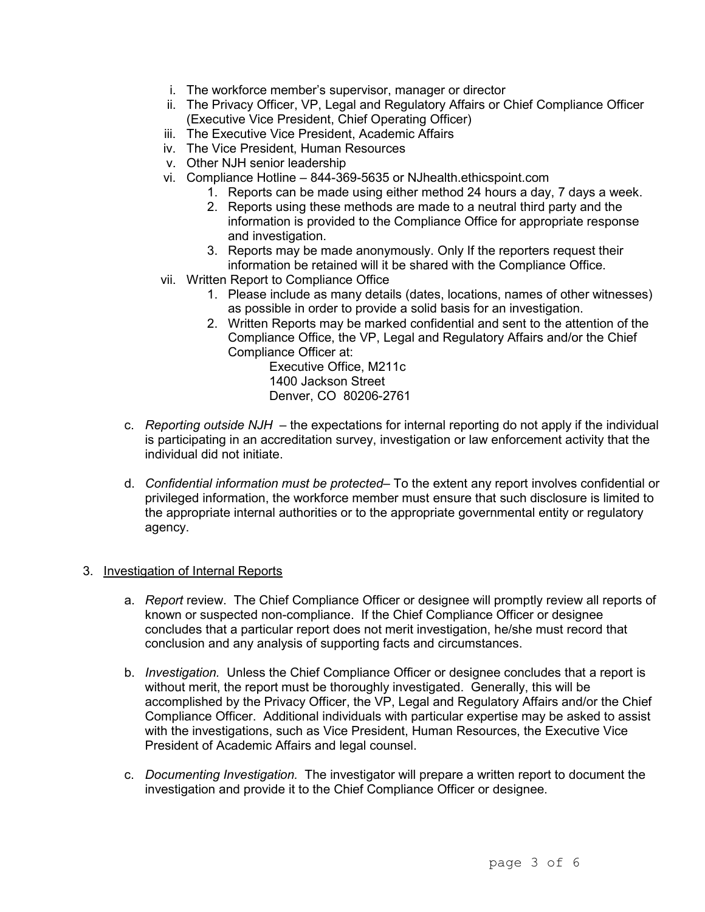i. The workforce member's supervisor, manager or director
ii. The Privacy Officer, VP, Legal and Regulatory Affairs or Chief Compliance Officer (Executive Vice President, Chief Operating Officer)
iii. The Executive Vice President, Academic Affairs
iv. The Vice President, Human Resources
v. Other NJH senior leadership
vi. Compliance Hotline – 844-369-5635 or NJhealth.ethicspoint.com
    1. Reports can be made using either method 24 hours a day, 7 days a week.
    2. Reports using these methods are made to a neutral third party and the information is provided to the Compliance Office for appropriate response and investigation.
    3. Reports may be made anonymously. Only If the reporters request their information be retained will it be shared with the Compliance Office.
vii. Written Report to Compliance Office
    1. Please include as many details (dates, locations, names of other witnesses) as possible in order to provide a solid basis for an investigation.
    2. Written Reports may be marked confidential and sent to the attention of the Compliance Office, the VP, Legal and Regulatory Affairs and/or the Chief Compliance Officer at:

       Executive Office, M211c
       1400 Jackson Street
       Denver, CO 80206-2761

c. *Reporting outside NJH* – the expectations for internal reporting do not apply if the individual is participating in an accreditation survey, investigation or law enforcement activity that the individual did not initiate.

d. *Confidential information must be protected*– To the extent any report involves confidential or privileged information, the workforce member must ensure that such disclosure is limited to the appropriate internal authorities or to the appropriate governmental entity or regulatory agency.

3. <u>Investigation of Internal Reports</u>

   a. *Report* review. The Chief Compliance Officer or designee will promptly review all reports of known or suspected non-compliance. If the Chief Compliance Officer or designee concludes that a particular report does not merit investigation, he/she must record that conclusion and any analysis of supporting facts and circumstances.

   b. *Investigation.* Unless the Chief Compliance Officer or designee concludes that a report is without merit, the report must be thoroughly investigated. Generally, this will be accomplished by the Privacy Officer, the VP, Legal and Regulatory Affairs and/or the Chief Compliance Officer. Additional individuals with particular expertise may be asked to assist with the investigations, such as Vice President, Human Resources, the Executive Vice President of Academic Affairs and legal counsel.

   c. *Documenting Investigation.* The investigator will prepare a written report to document the investigation and provide it to the Chief Compliance Officer or designee.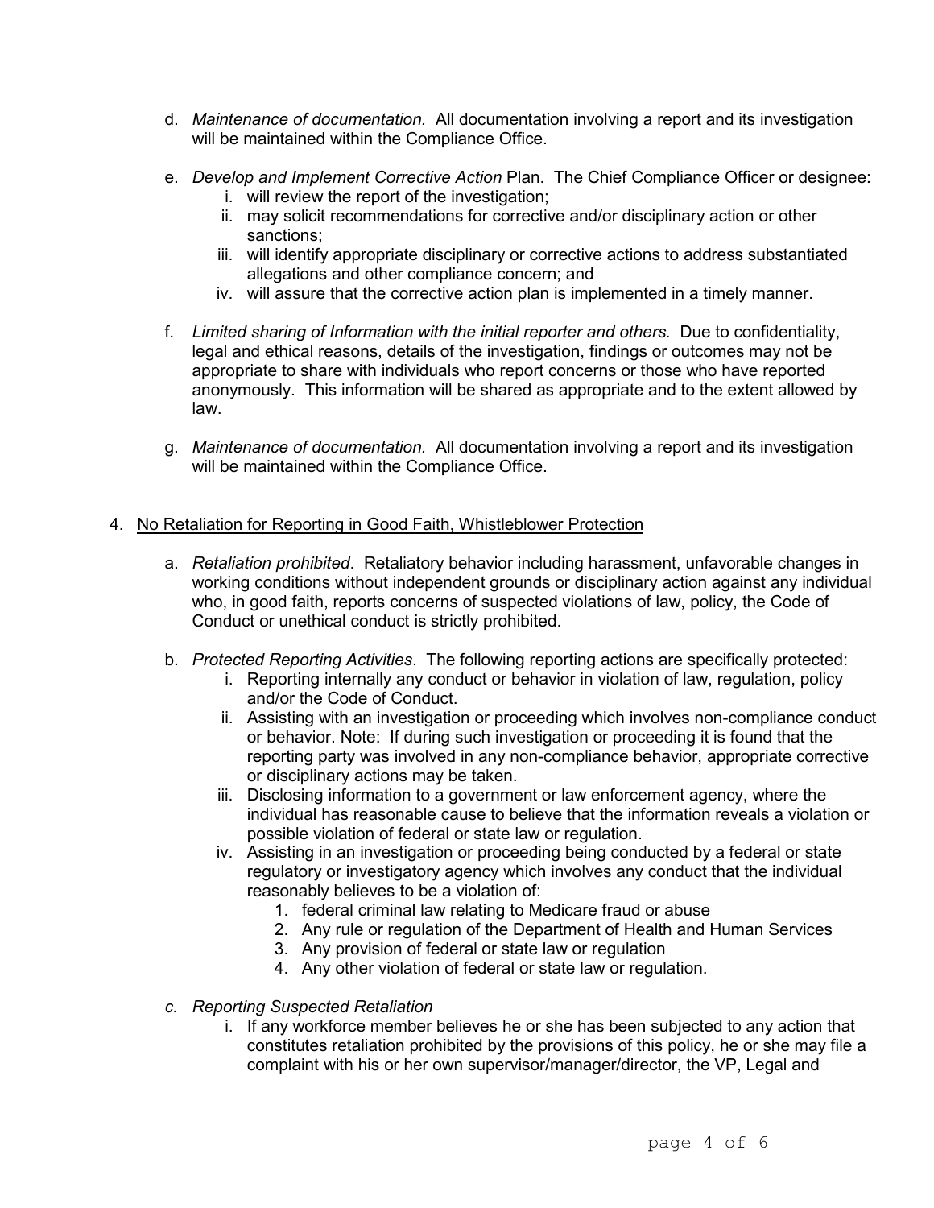d. *Maintenance of documentation.* All documentation involving a report and its investigation will be maintained within the Compliance Office.

e. *Develop and Implement Corrective Action* Plan. The Chief Compliance Officer or designee:
   i. will review the report of the investigation;
   ii. may solicit recommendations for corrective and/or disciplinary action or other sanctions;
   iii. will identify appropriate disciplinary or corrective actions to address substantiated allegations and other compliance concern; and
   iv. will assure that the corrective action plan is implemented in a timely manner.

f. *Limited sharing of Information with the initial reporter and others.* Due to confidentiality, legal and ethical reasons, details of the investigation, findings or outcomes may not be appropriate to share with individuals who report concerns or those who have reported anonymously. This information will be shared as appropriate and to the extent allowed by law.

g. *Maintenance of documentation.* All documentation involving a report and its investigation will be maintained within the Compliance Office.

4. <u>No Retaliation for Reporting in Good Faith, Whistleblower Protection</u>

   a. *Retaliation prohibited*. Retaliatory behavior including harassment, unfavorable changes in working conditions without independent grounds or disciplinary action against any individual who, in good faith, reports concerns of suspected violations of law, policy, the Code of Conduct or unethical conduct is strictly prohibited.

   b. *Protected Reporting Activities*. The following reporting actions are specifically protected:
      i. Reporting internally any conduct or behavior in violation of law, regulation, policy and/or the Code of Conduct.
      ii. Assisting with an investigation or proceeding which involves non-compliance conduct or behavior. Note: If during such investigation or proceeding it is found that the reporting party was involved in any non-compliance behavior, appropriate corrective or disciplinary actions may be taken.
      iii. Disclosing information to a government or law enforcement agency, where the individual has reasonable cause to believe that the information reveals a violation or possible violation of federal or state law or regulation.
      iv. Assisting in an investigation or proceeding being conducted by a federal or state regulatory or investigatory agency which involves any conduct that the individual reasonably believes to be a violation of:
         1. federal criminal law relating to Medicare fraud or abuse
         2. Any rule or regulation of the Department of Health and Human Services
         3. Any provision of federal or state law or regulation
         4. Any other violation of federal or state law or regulation.

   c. *Reporting Suspected Retaliation*
      i. If any workforce member believes he or she has been subjected to any action that constitutes retaliation prohibited by the provisions of this policy, he or she may file a complaint with his or her own supervisor/manager/director, the VP, Legal and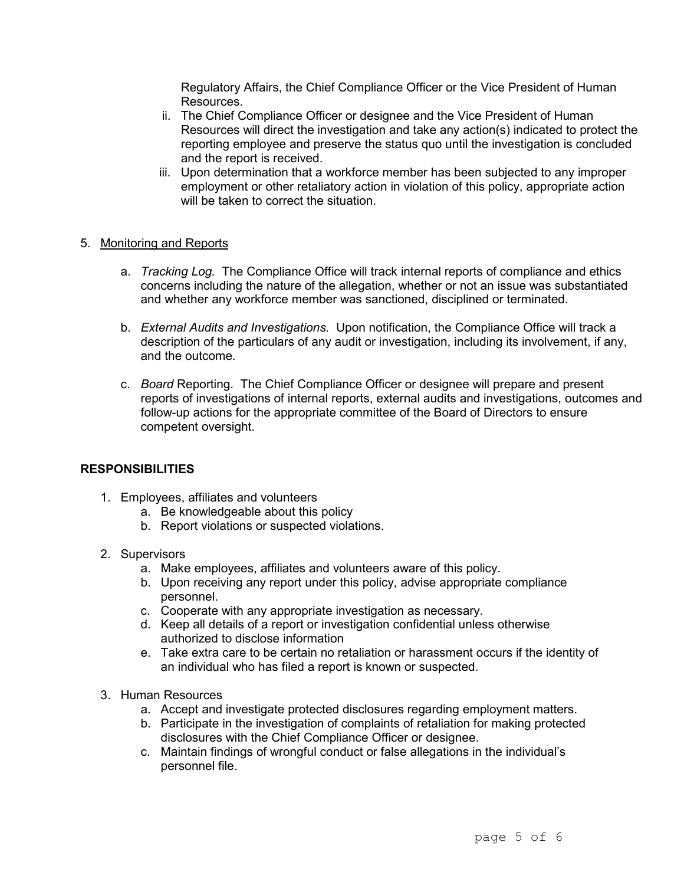Regulatory Affairs, the Chief Compliance Officer or the Vice President of Human Resources.

ii. The Chief Compliance Officer or designee and the Vice President of Human Resources will direct the investigation and take any action(s) indicated to protect the reporting employee and preserve the status quo until the investigation is concluded and the report is received.

iii. Upon determination that a workforce member has been subjected to any improper employment or other retaliatory action in violation of this policy, appropriate action will be taken to correct the situation.

5. <u>Monitoring and Reports</u>

   a. *Tracking Log.* The Compliance Office will track internal reports of compliance and ethics concerns including the nature of the allegation, whether or not an issue was substantiated and whether any workforce member was sanctioned, disciplined or terminated.

   b. *External Audits and Investigations.* Upon notification, the Compliance Office will track a description of the particulars of any audit or investigation, including its involvement, if any, and the outcome.

   c. *Board* Reporting. The Chief Compliance Officer or designee will prepare and present reports of investigations of internal reports, external audits and investigations, outcomes and follow-up actions for the appropriate committee of the Board of Directors to ensure competent oversight.

**RESPONSIBILITIES**

1. Employees, affiliates and volunteers
   a. Be knowledgeable about this policy
   b. Report violations or suspected violations.

2. Supervisors
   a. Make employees, affiliates and volunteers aware of this policy.
   b. Upon receiving any report under this policy, advise appropriate compliance personnel.
   c. Cooperate with any appropriate investigation as necessary.
   d. Keep all details of a report or investigation confidential unless otherwise authorized to disclose information
   e. Take extra care to be certain no retaliation or harassment occurs if the identity of an individual who has filed a report is known or suspected.

3. Human Resources
   a. Accept and investigate protected disclosures regarding employment matters.
   b. Participate in the investigation of complaints of retaliation for making protected disclosures with the Chief Compliance Officer or designee.
   c. Maintain findings of wrongful conduct or false allegations in the individual's personnel file.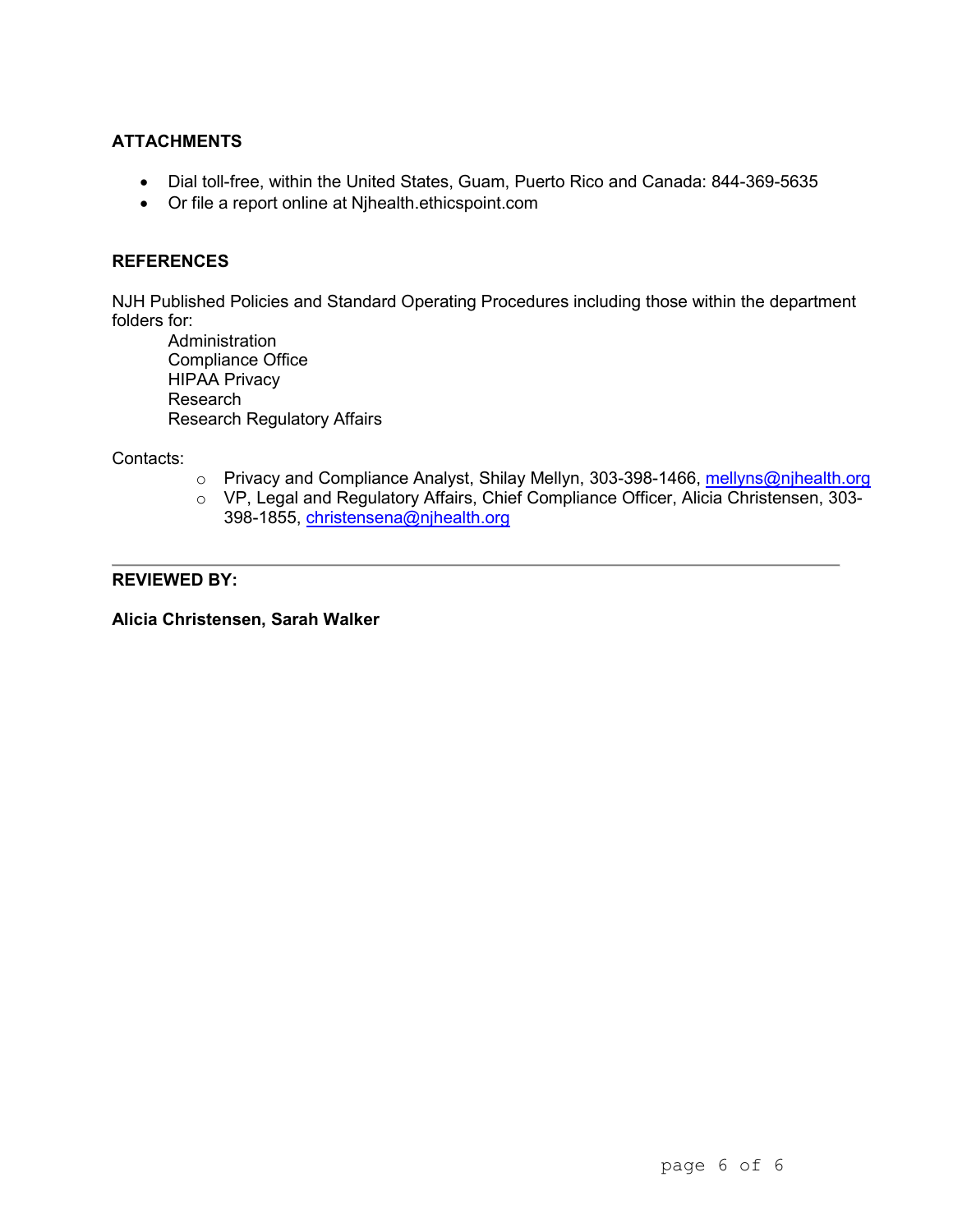**ATTACHMENTS**

- Dial toll-free, within the United States, Guam, Puerto Rico and Canada: 844-369-5635
- Or file a report online at Njhealth.ethicspoint.com

**REFERENCES**

NJH Published Policies and Standard Operating Procedures including those within the department folders for:

Administration
Compliance Office
HIPAA Privacy
Research
Research Regulatory Affairs

Contacts:

- Privacy and Compliance Analyst, Shilay Mellyn, 303-398-1466, mellyns@njhealth.org
- VP, Legal and Regulatory Affairs, Chief Compliance Officer, Alicia Christensen, 303-398-1855, christensena@njhealth.org

---

**REVIEWED BY:**

**Alicia Christensen, Sarah Walker**